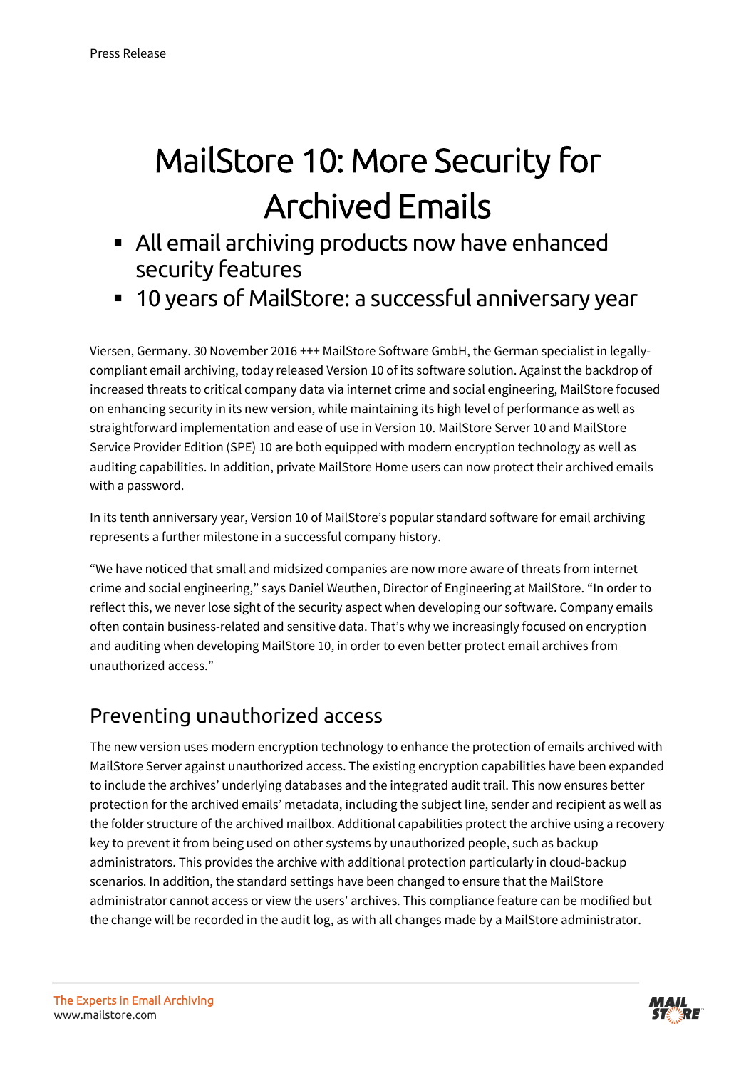Press Release

# MailStore 10: More Security for Archived Emails

- All email archiving products now have enhanced security features
- 10 years of MailStore: a successful anniversary year

Viersen, Germany. 30 November 2016 +++ MailStore Software GmbH, the German specialist in legally-compliant email archiving, today released Version 10 of its software solution. Against the backdrop of increased threats to critical company data via internet crime and social engineering, MailStore focused on enhancing security in its new version, while maintaining its high level of performance as well as straightforward implementation and ease of use in Version 10. MailStore Server 10 and MailStore Service Provider Edition (SPE) 10 are both equipped with modern encryption technology as well as auditing capabilities. In addition, private MailStore Home users can now protect their archived emails with a password.

In its tenth anniversary year, Version 10 of MailStore's popular standard software for email archiving represents a further milestone in a successful company history.

"We have noticed that small and midsized companies are now more aware of threats from internet crime and social engineering," says Daniel Weuthen, Director of Engineering at MailStore. "In order to reflect this, we never lose sight of the security aspect when developing our software. Company emails often contain business-related and sensitive data. That's why we increasingly focused on encryption and auditing when developing MailStore 10, in order to even better protect email archives from unauthorized access."

## Preventing unauthorized access

The new version uses modern encryption technology to enhance the protection of emails archived with MailStore Server against unauthorized access. The existing encryption capabilities have been expanded to include the archives' underlying databases and the integrated audit trail. This now ensures better protection for the archived emails' metadata, including the subject line, sender and recipient as well as the folder structure of the archived mailbox. Additional capabilities protect the archive using a recovery key to prevent it from being used on other systems by unauthorized people, such as backup administrators. This provides the archive with additional protection particularly in cloud-backup scenarios. In addition, the standard settings have been changed to ensure that the MailStore administrator cannot access or view the users' archives. This compliance feature can be modified but the change will be recorded in the audit log, as with all changes made by a MailStore administrator.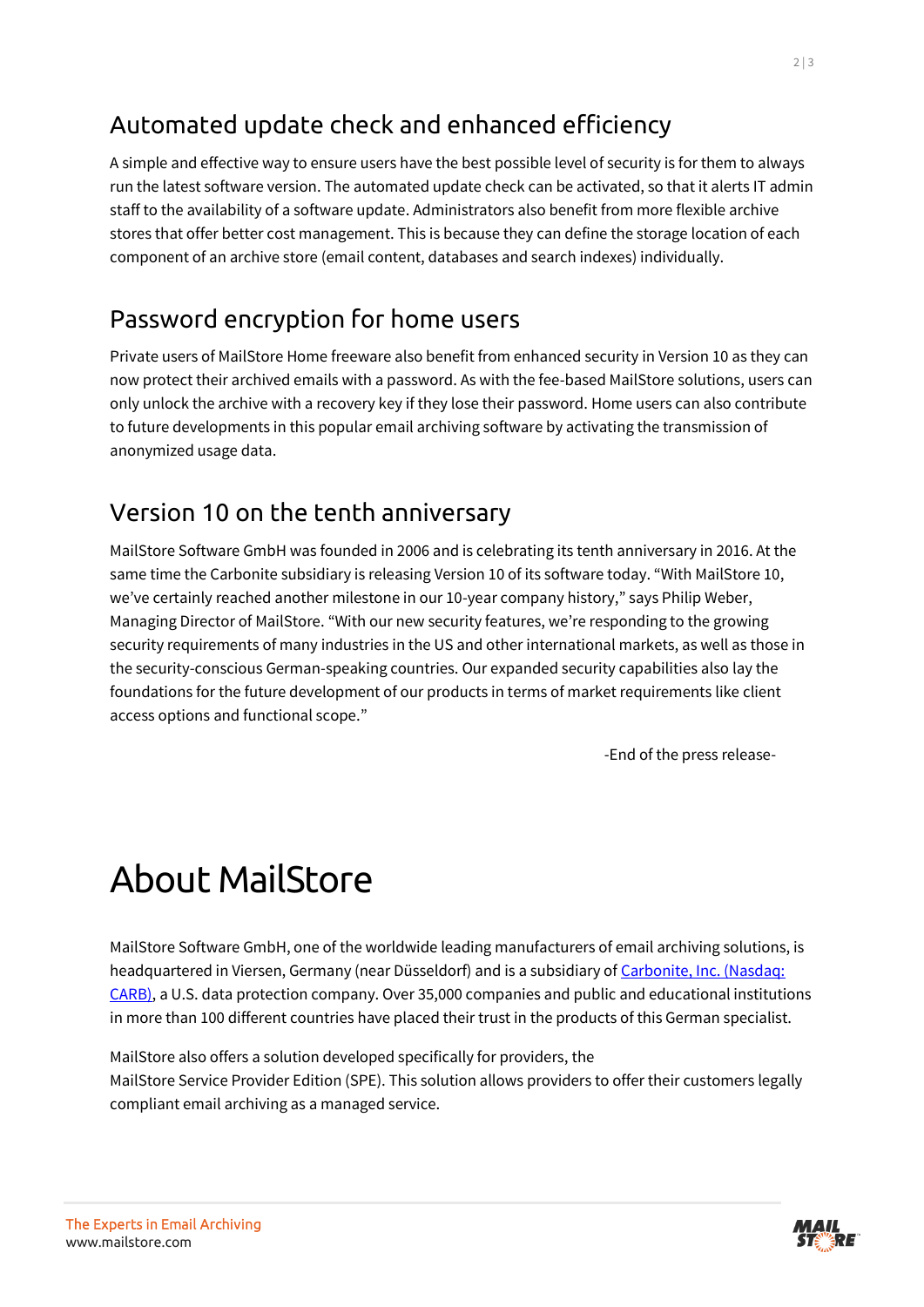## Automated update check and enhanced efficiency

A simple and effective way to ensure users have the best possible level of security is for them to always run the latest software version. The automated update check can be activated, so that it alerts IT admin staff to the availability of a software update. Administrators also benefit from more flexible archive stores that offer better cost management. This is because they can define the storage location of each component of an archive store (email content, databases and search indexes) individually.

## Password encryption for home users

Private users of MailStore Home freeware also benefit from enhanced security in Version 10 as they can now protect their archived emails with a password. As with the fee-based MailStore solutions, users can only unlock the archive with a recovery key if they lose their password. Home users can also contribute to future developments in this popular email archiving software by activating the transmission of anonymized usage data.

## Version 10 on the tenth anniversary

MailStore Software GmbH was founded in 2006 and is celebrating its tenth anniversary in 2016. At the same time the Carbonite subsidiary is releasing Version 10 of its software today. “With MailStore 10, we’ve certainly reached another milestone in our 10-year company history,” says Philip Weber, Managing Director of MailStore. “With our new security features, we’re responding to the growing security requirements of many industries in the US and other international markets, as well as those in the security-conscious German-speaking countries. Our expanded security capabilities also lay the foundations for the future development of our products in terms of market requirements like client access options and functional scope.”

-End of the press release-

# About MailStore

MailStore Software GmbH, one of the worldwide leading manufacturers of email archiving solutions, is headquartered in Viersen, Germany (near Düsseldorf) and is a subsidiary of Carbonite, Inc. (Nasdaq: CARB), a U.S. data protection company. Over 35,000 companies and public and educational institutions in more than 100 different countries have placed their trust in the products of this German specialist.

MailStore also offers a solution developed specifically for providers, the MailStore Service Provider Edition (SPE). This solution allows providers to offer their customers legally compliant email archiving as a managed service.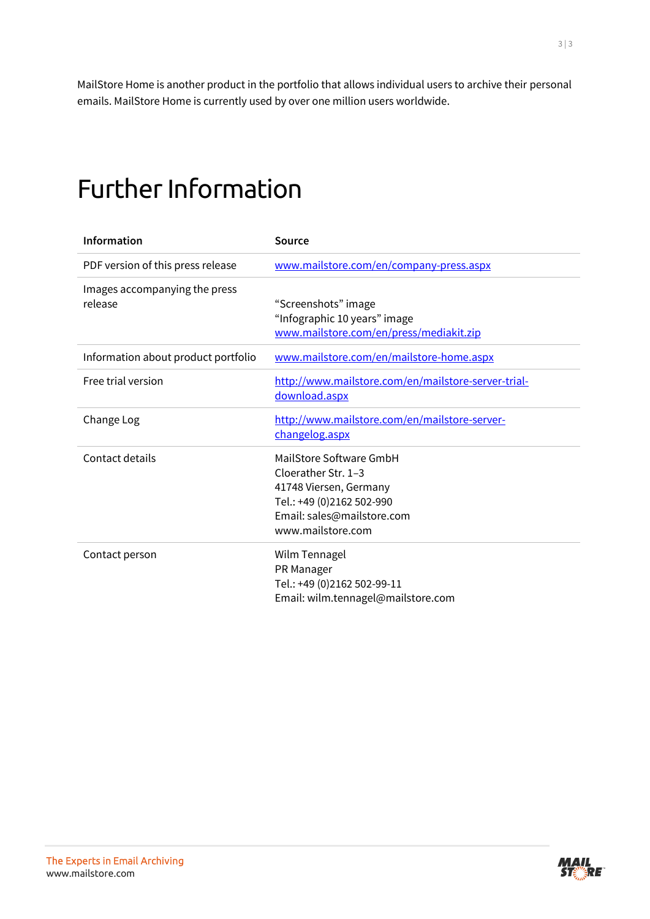MailStore Home is another product in the portfolio that allows individual users to archive their personal emails. MailStore Home is currently used by over one million users worldwide.

# Further Information

| Information | Source |
|---|---|
| PDF version of this press release | www.mailstore.com/en/company-press.aspx |
| Images accompanying the press release | "Screenshots" image<br>"Infographic 10 years" image<br>www.mailstore.com/en/press/mediakit.zip |
| Information about product portfolio | www.mailstore.com/en/mailstore-home.aspx |
| Free trial version | http://www.mailstore.com/en/mailstore-server-trial-download.aspx |
| Change Log | http://www.mailstore.com/en/mailstore-server-changelog.aspx |
| Contact details | MailStore Software GmbH<br>Cloerather Str. 1–3<br>41748 Viersen, Germany<br>Tel.: +49 (0)2162 502-990<br>Email: sales@mailstore.com<br>www.mailstore.com |
| Contact person | Wilm Tennagel<br>PR Manager<br>Tel.: +49 (0)2162 502-99-11<br>Email: wilm.tennagel@mailstore.com |